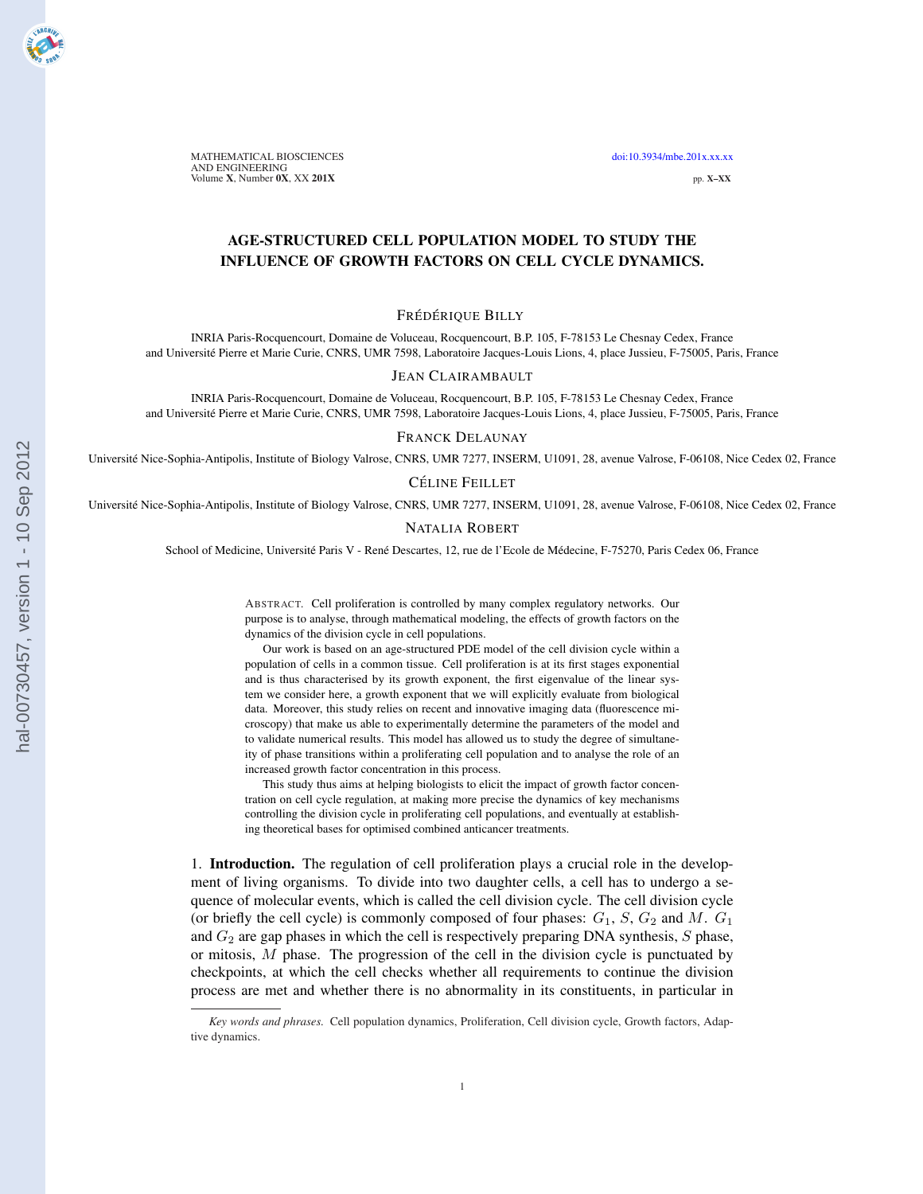# AGE-STRUCTURED CELL POPULATION MODEL TO STUDY THE INFLUENCE OF GROWTH FACTORS ON CELL CYCLE DYNAMICS.

Frédérique Billy

INRIA Paris-Rocquencourt, Domaine de Voluceau, Rocquencourt, B.P. 105, F-78153 Le Chesnay Cedex, France
and Université Pierre et Marie Curie, CNRS, UMR 7598, Laboratoire Jacques-Louis Lions, 4, place Jussieu, F-75005, Paris, France

Jean Clairambault

INRIA Paris-Rocquencourt, Domaine de Voluceau, Rocquencourt, B.P. 105, F-78153 Le Chesnay Cedex, France
and Université Pierre et Marie Curie, CNRS, UMR 7598, Laboratoire Jacques-Louis Lions, 4, place Jussieu, F-75005, Paris, France

Franck Delaunay

Université Nice-Sophia-Antipolis, Institute of Biology Valrose, CNRS, UMR 7277, INSERM, U1091, 28, avenue Valrose, F-06108, Nice Cedex 02, France

Céline Feillet

Université Nice-Sophia-Antipolis, Institute of Biology Valrose, CNRS, UMR 7277, INSERM, U1091, 28, avenue Valrose, F-06108, Nice Cedex 02, France

Natalia Robert

School of Medicine, Université Paris V - René Descartes, 12, rue de l'Ecole de Médecine, F-75270, Paris Cedex 06, France

Abstract. Cell proliferation is controlled by many complex regulatory networks. Our purpose is to analyse, through mathematical modeling, the effects of growth factors on the dynamics of the division cycle in cell populations.

Our work is based on an age-structured PDE model of the cell division cycle within a population of cells in a common tissue. Cell proliferation is at its first stages exponential and is thus characterised by its growth exponent, the first eigenvalue of the linear system we consider here, a growth exponent that we will explicitly evaluate from biological data. Moreover, this study relies on recent and innovative imaging data (fluorescence microscopy) that make us able to experimentally determine the parameters of the model and to validate numerical results. This model has allowed us to study the degree of simultaneity of phase transitions within a proliferating cell population and to analyse the role of an increased growth factor concentration in this process.

This study thus aims at helping biologists to elicit the impact of growth factor concentration on cell cycle regulation, at making more precise the dynamics of key mechanisms controlling the division cycle in proliferating cell populations, and eventually at establishing theoretical bases for optimised combined anticancer treatments.

1. **Introduction.** The regulation of cell proliferation plays a crucial role in the development of living organisms. To divide into two daughter cells, a cell has to undergo a sequence of molecular events, which is called the cell division cycle. The cell division cycle (or briefly the cell cycle) is commonly composed of four phases: $G_1$, $S$, $G_2$ and $M$. $G_1$ and $G_2$ are gap phases in which the cell is respectively preparing DNA synthesis, $S$ phase, or mitosis, $M$ phase. The progression of the cell in the division cycle is punctuated by checkpoints, at which the cell checks whether all requirements to continue the division process are met and whether there is no abnormality in its constituents, in particular in

*Key words and phrases.* Cell population dynamics, Proliferation, Cell division cycle, Growth factors, Adaptive dynamics.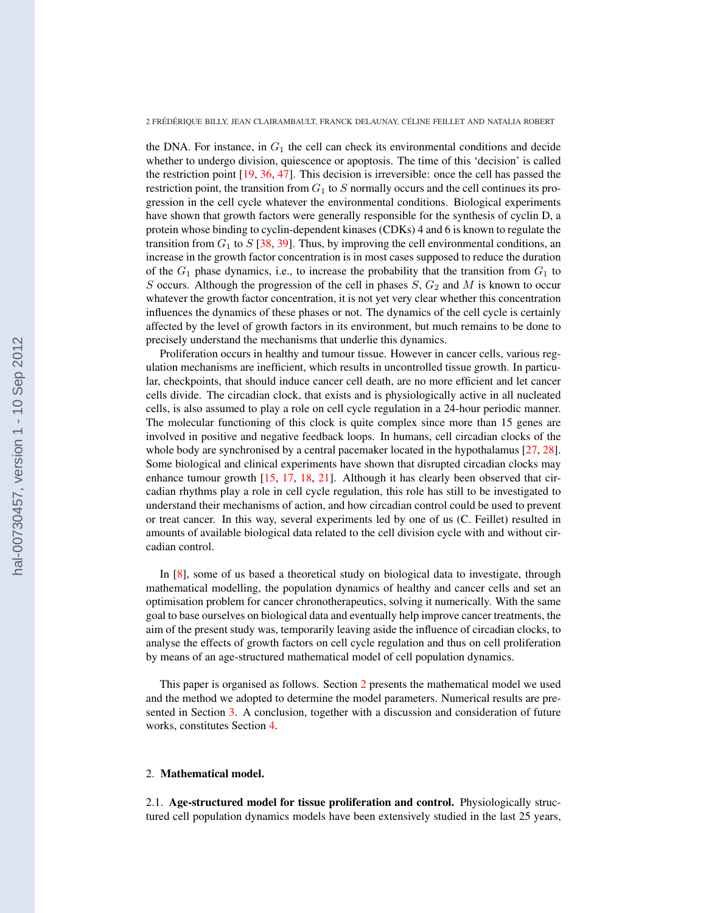the DNA. For instance, in $G_1$ the cell can check its environmental conditions and decide whether to undergo division, quiescence or apoptosis. The time of this 'decision' is called the restriction point [19, 36, 47]. This decision is irreversible: once the cell has passed the restriction point, the transition from $G_1$ to $S$ normally occurs and the cell continues its progression in the cell cycle whatever the environmental conditions. Biological experiments have shown that growth factors were generally responsible for the synthesis of cyclin D, a protein whose binding to cyclin-dependent kinases (CDKs) 4 and 6 is known to regulate the transition from $G_1$ to $S$ [38, 39]. Thus, by improving the cell environmental conditions, an increase in the growth factor concentration is in most cases supposed to reduce the duration of the $G_1$ phase dynamics, i.e., to increase the probability that the transition from $G_1$ to $S$ occurs. Although the progression of the cell in phases $S$, $G_2$ and $M$ is known to occur whatever the growth factor concentration, it is not yet very clear whether this concentration influences the dynamics of these phases or not. The dynamics of the cell cycle is certainly affected by the level of growth factors in its environment, but much remains to be done to precisely understand the mechanisms that underlie this dynamics.

Proliferation occurs in healthy and tumour tissue. However in cancer cells, various regulation mechanisms are inefficient, which results in uncontrolled tissue growth. In particular, checkpoints, that should induce cancer cell death, are no more efficient and let cancer cells divide. The circadian clock, that exists and is physiologically active in all nucleated cells, is also assumed to play a role on cell cycle regulation in a 24-hour periodic manner. The molecular functioning of this clock is quite complex since more than 15 genes are involved in positive and negative feedback loops. In humans, cell circadian clocks of the whole body are synchronised by a central pacemaker located in the hypothalamus [27, 28]. Some biological and clinical experiments have shown that disrupted circadian clocks may enhance tumour growth [15, 17, 18, 21]. Although it has clearly been observed that circadian rhythms play a role in cell cycle regulation, this role has still to be investigated to understand their mechanisms of action, and how circadian control could be used to prevent or treat cancer. In this way, several experiments led by one of us (C. Feillet) resulted in amounts of available biological data related to the cell division cycle with and without circadian control.

In [8], some of us based a theoretical study on biological data to investigate, through mathematical modelling, the population dynamics of healthy and cancer cells and set an optimisation problem for cancer chronotherapeutics, solving it numerically. With the same goal to base ourselves on biological data and eventually help improve cancer treatments, the aim of the present study was, temporarily leaving aside the influence of circadian clocks, to analyse the effects of growth factors on cell cycle regulation and thus on cell proliferation by means of an age-structured mathematical model of cell population dynamics.

This paper is organised as follows. Section 2 presents the mathematical model we used and the method we adopted to determine the model parameters. Numerical results are presented in Section 3. A conclusion, together with a discussion and consideration of future works, constitutes Section 4.

## 2. Mathematical model.

### 2.1. Age-structured model for tissue proliferation and control.

Physiologically structured cell population dynamics models have been extensively studied in the last 25 years,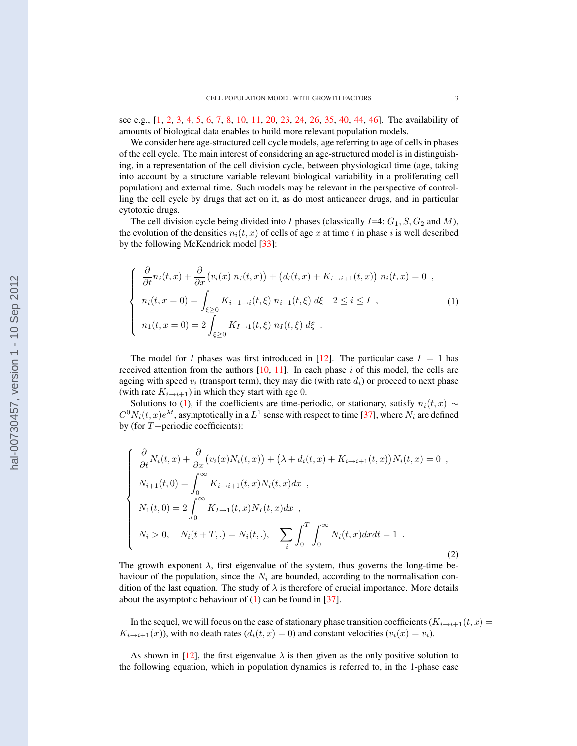see e.g., [1, 2, 3, 4, 5, 6, 7, 8, 10, 11, 20, 23, 24, 26, 35, 40, 44, 46]. The availability of amounts of biological data enables to build more relevant population models.

We consider here age-structured cell cycle models, age referring to age of cells in phases of the cell cycle. The main interest of considering an age-structured model is in distinguishing, in a representation of the cell division cycle, between physiological time (age, taking into account by a structure variable relevant biological variability in a proliferating cell population) and external time. Such models may be relevant in the perspective of controlling the cell cycle by drugs that act on it, as do most anticancer drugs, and in particular cytotoxic drugs.

The cell division cycle being divided into $I$ phases (classically $I$=4: $G_1, S, G_2$ and $M$), the evolution of the densities $n_i(t,x)$ of cells of age $x$ at time $t$ in phase $i$ is well described by the following McKendrick model [33]:

$$
\left\{
\begin{array}{l}
\dfrac{\partial}{\partial t} n_i(t,x) + \dfrac{\partial}{\partial x}\big(v_i(x)\, n_i(t,x)\big) + \big(d_i(t,x) + K_{i\to i+1}(t,x)\big)\, n_i(t,x) = 0 \;\; , \\
n_i(t, x=0) = \displaystyle\int_{\xi \geq 0} K_{i-1\to i}(t,\xi)\, n_{i-1}(t,\xi)\, d\xi \quad 2 \leq i \leq I \;\; , \\
n_1(t, x=0) = 2 \displaystyle\int_{\xi \geq 0} K_{I\to 1}(t,\xi)\, n_I(t,\xi)\, d\xi \;\; .
\end{array}
\right.
\tag{1}
$$

The model for $I$ phases was first introduced in [12]. The particular case $I = 1$ has received attention from the authors [10, 11]. In each phase $i$ of this model, the cells are ageing with speed $v_i$ (transport term), they may die (with rate $d_i$) or proceed to next phase (with rate $K_{i\to i+1}$) in which they start with age 0.

Solutions to (1), if the coefficients are time-periodic, or stationary, satisfy $n_i(t,x) \sim C^0 N_i(t,x)e^{\lambda t}$, asymptotically in a $L^1$ sense with respect to time [37], where $N_i$ are defined by (for $T-$periodic coefficients):

$$
\left\{
\begin{array}{l}
\dfrac{\partial}{\partial t} N_i(t,x) + \dfrac{\partial}{\partial x}\big(v_i(x) N_i(t,x)\big) + \big(\lambda + d_i(t,x) + K_{i\to i+1}(t,x)\big) N_i(t,x) = 0 \;\; , \\
N_{i+1}(t,0) = \displaystyle\int_0^\infty K_{i\to i+1}(t,x) N_i(t,x) dx \;\; , \\
N_1(t,0) = 2 \displaystyle\int_0^\infty K_{I\to 1}(t,x) N_I(t,x) dx \;\; , \\
N_i > 0, \quad N_i(t+T,.) = N_i(t,.), \quad \displaystyle\sum_i \int_0^T \int_0^\infty N_i(t,x) dx dt = 1 \;\; .
\end{array}
\right.
\tag{2}
$$

The growth exponent $\lambda$, first eigenvalue of the system, thus governs the long-time behaviour of the population, since the $N_i$ are bounded, according to the normalisation condition of the last equation. The study of $\lambda$ is therefore of crucial importance. More details about the asymptotic behaviour of (1) can be found in [37].

In the sequel, we will focus on the case of stationary phase transition coefficients ($K_{i\to i+1}(t,x) = K_{i\to i+1}(x)$), with no death rates ($d_i(t,x) = 0$) and constant velocities ($v_i(x) = v_i$).

As shown in [12], the first eigenvalue $\lambda$ is then given as the only positive solution to the following equation, which in population dynamics is referred to, in the 1-phase case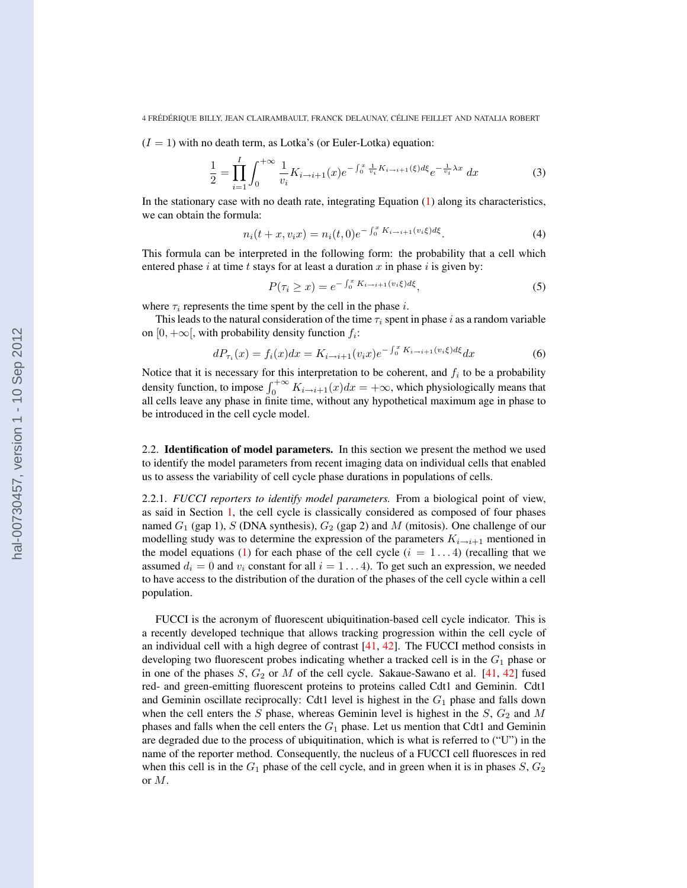($I = 1$) with no death term, as Lotka's (or Euler-Lotka) equation:

$$\frac{1}{2} = \prod_{i=1}^{I} \int_0^{+\infty} \frac{1}{v_i} K_{i\to i+1}(x) e^{-\int_0^x \frac{1}{v_i} K_{i\to i+1}(\xi) d\xi} e^{-\frac{1}{v_i}\lambda x} \, dx \tag{3}$$

In the stationary case with no death rate, integrating Equation (1) along its characteristics, we can obtain the formula:

$$n_i(t + x, v_i x) = n_i(t, 0) e^{-\int_0^x K_{i\to i+1}(v_i \xi) d\xi}. \tag{4}$$

This formula can be interpreted in the following form: the probability that a cell which entered phase $i$ at time $t$ stays for at least a duration $x$ in phase $i$ is given by:

$$P(\tau_i \geq x) = e^{-\int_0^x K_{i\to i+1}(v_i \xi) d\xi}, \tag{5}$$

where $\tau_i$ represents the time spent by the cell in the phase $i$.

This leads to the natural consideration of the time $\tau_i$ spent in phase $i$ as a random variable on $[0, +\infty[$, with probability density function $f_i$:

$$dP_{\tau_i}(x) = f_i(x) dx = K_{i\to i+1}(v_i x) e^{-\int_0^x K_{i\to i+1}(v_i \xi) d\xi} dx \tag{6}$$

Notice that it is necessary for this interpretation to be coherent, and $f_i$ to be a probability density function, to impose $\int_0^{+\infty} K_{i\to i+1}(x) dx = +\infty$, which physiologically means that all cells leave any phase in finite time, without any hypothetical maximum age in phase to be introduced in the cell cycle model.

2.2. **Identification of model parameters.** In this section we present the method we used to identify the model parameters from recent imaging data on individual cells that enabled us to assess the variability of cell cycle phase durations in populations of cells.

2.2.1. *FUCCI reporters to identify model parameters.* From a biological point of view, as said in Section 1, the cell cycle is classically considered as composed of four phases named $G_1$ (gap 1), $S$ (DNA synthesis), $G_2$ (gap 2) and $M$ (mitosis). One challenge of our modelling study was to determine the expression of the parameters $K_{i\to i+1}$ mentioned in the model equations (1) for each phase of the cell cycle ($i = 1 \dots 4$) (recalling that we assumed $d_i = 0$ and $v_i$ constant for all $i = 1 \dots 4$). To get such an expression, we needed to have access to the distribution of the duration of the phases of the cell cycle within a cell population.

FUCCI is the acronym of fluorescent ubiquitination-based cell cycle indicator. This is a recently developed technique that allows tracking progression within the cell cycle of an individual cell with a high degree of contrast [41, 42]. The FUCCI method consists in developing two fluorescent probes indicating whether a tracked cell is in the $G_1$ phase or in one of the phases $S$, $G_2$ or $M$ of the cell cycle. Sakaue-Sawano et al. [41, 42] fused red- and green-emitting fluorescent proteins to proteins called Cdt1 and Geminin. Cdt1 and Geminin oscillate reciprocally: Cdt1 level is highest in the $G_1$ phase and falls down when the cell enters the $S$ phase, whereas Geminin level is highest in the $S$, $G_2$ and $M$ phases and falls when the cell enters the $G_1$ phase. Let us mention that Cdt1 and Geminin are degraded due to the process of ubiquitination, which is what is referred to ("U") in the name of the reporter method. Consequently, the nucleus of a FUCCI cell fluoresces in red when this cell is in the $G_1$ phase of the cell cycle, and in green when it is in phases $S$, $G_2$ or $M$.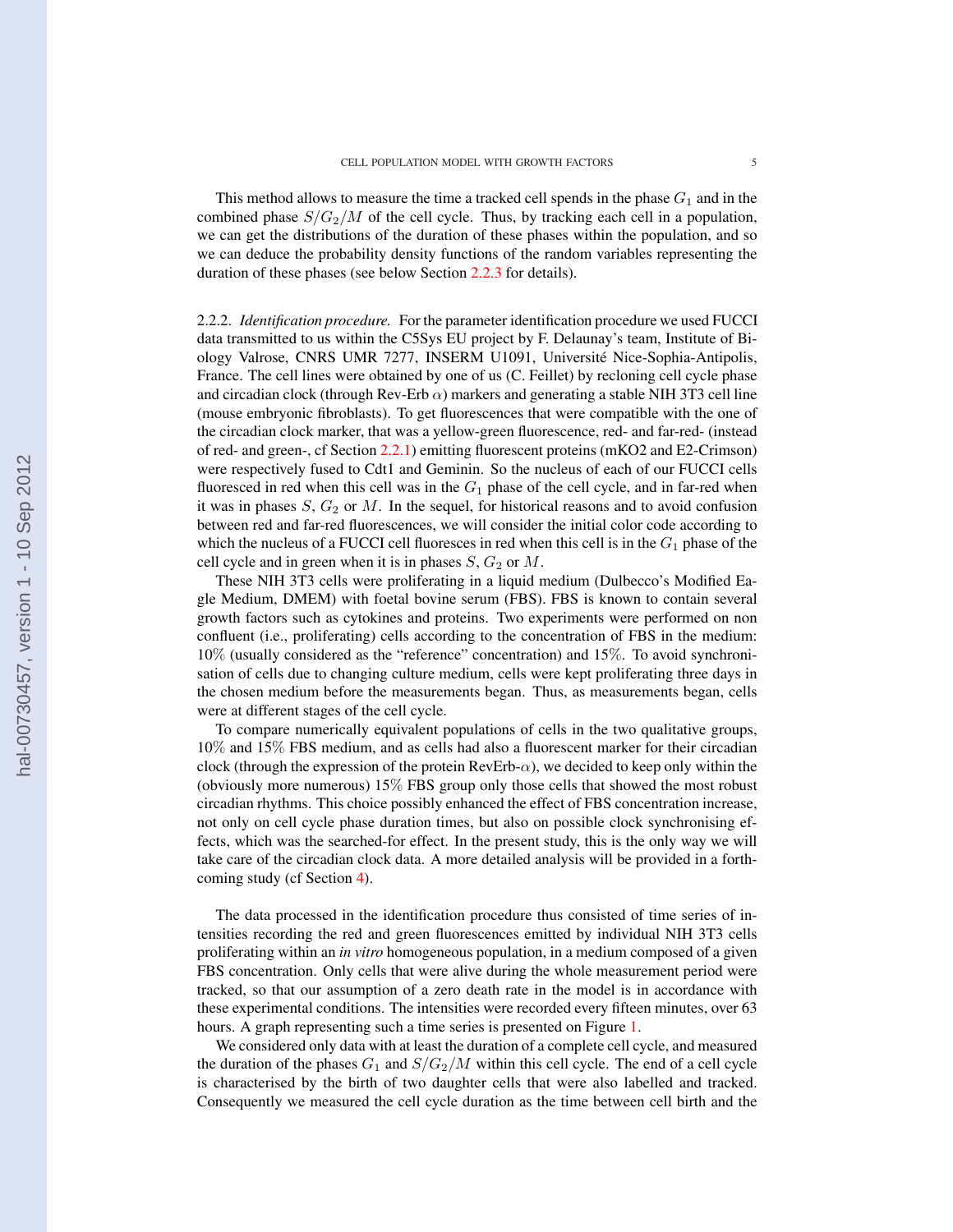This method allows to measure the time a tracked cell spends in the phase $G_1$ and in the combined phase $S/G_2/M$ of the cell cycle. Thus, by tracking each cell in a population, we can get the distributions of the duration of these phases within the population, and so we can deduce the probability density functions of the random variables representing the duration of these phases (see below Section 2.2.3 for details).

2.2.2. *Identification procedure.* For the parameter identification procedure we used FUCCI data transmitted to us within the C5Sys EU project by F. Delaunay's team, Institute of Biology Valrose, CNRS UMR 7277, INSERM U1091, Université Nice-Sophia-Antipolis, France. The cell lines were obtained by one of us (C. Feillet) by recloning cell cycle phase and circadian clock (through Rev-Erb $\alpha$) markers and generating a stable NIH 3T3 cell line (mouse embryonic fibroblasts). To get fluorescences that were compatible with the one of the circadian clock marker, that was a yellow-green fluorescence, red- and far-red- (instead of red- and green-, cf Section 2.2.1) emitting fluorescent proteins (mKO2 and E2-Crimson) were respectively fused to Cdt1 and Geminin. So the nucleus of each of our FUCCI cells fluoresced in red when this cell was in the $G_1$ phase of the cell cycle, and in far-red when it was in phases $S$, $G_2$ or $M$. In the sequel, for historical reasons and to avoid confusion between red and far-red fluorescences, we will consider the initial color code according to which the nucleus of a FUCCI cell fluoresces in red when this cell is in the $G_1$ phase of the cell cycle and in green when it is in phases $S$, $G_2$ or $M$.

These NIH 3T3 cells were proliferating in a liquid medium (Dulbecco's Modified Eagle Medium, DMEM) with foetal bovine serum (FBS). FBS is known to contain several growth factors such as cytokines and proteins. Two experiments were performed on non confluent (i.e., proliferating) cells according to the concentration of FBS in the medium: 10% (usually considered as the "reference" concentration) and 15%. To avoid synchronisation of cells due to changing culture medium, cells were kept proliferating three days in the chosen medium before the measurements began. Thus, as measurements began, cells were at different stages of the cell cycle.

To compare numerically equivalent populations of cells in the two qualitative groups, 10% and 15% FBS medium, and as cells had also a fluorescent marker for their circadian clock (through the expression of the protein RevErb-$\alpha$), we decided to keep only within the (obviously more numerous) 15% FBS group only those cells that showed the most robust circadian rhythms. This choice possibly enhanced the effect of FBS concentration increase, not only on cell cycle phase duration times, but also on possible clock synchronising effects, which was the searched-for effect. In the present study, this is the only way we will take care of the circadian clock data. A more detailed analysis will be provided in a forthcoming study (cf Section 4).

The data processed in the identification procedure thus consisted of time series of intensities recording the red and green fluorescences emitted by individual NIH 3T3 cells proliferating within an *in vitro* homogeneous population, in a medium composed of a given FBS concentration. Only cells that were alive during the whole measurement period were tracked, so that our assumption of a zero death rate in the model is in accordance with these experimental conditions. The intensities were recorded every fifteen minutes, over 63 hours. A graph representing such a time series is presented on Figure 1.

We considered only data with at least the duration of a complete cell cycle, and measured the duration of the phases $G_1$ and $S/G_2/M$ within this cell cycle. The end of a cell cycle is characterised by the birth of two daughter cells that were also labelled and tracked. Consequently we measured the cell cycle duration as the time between cell birth and the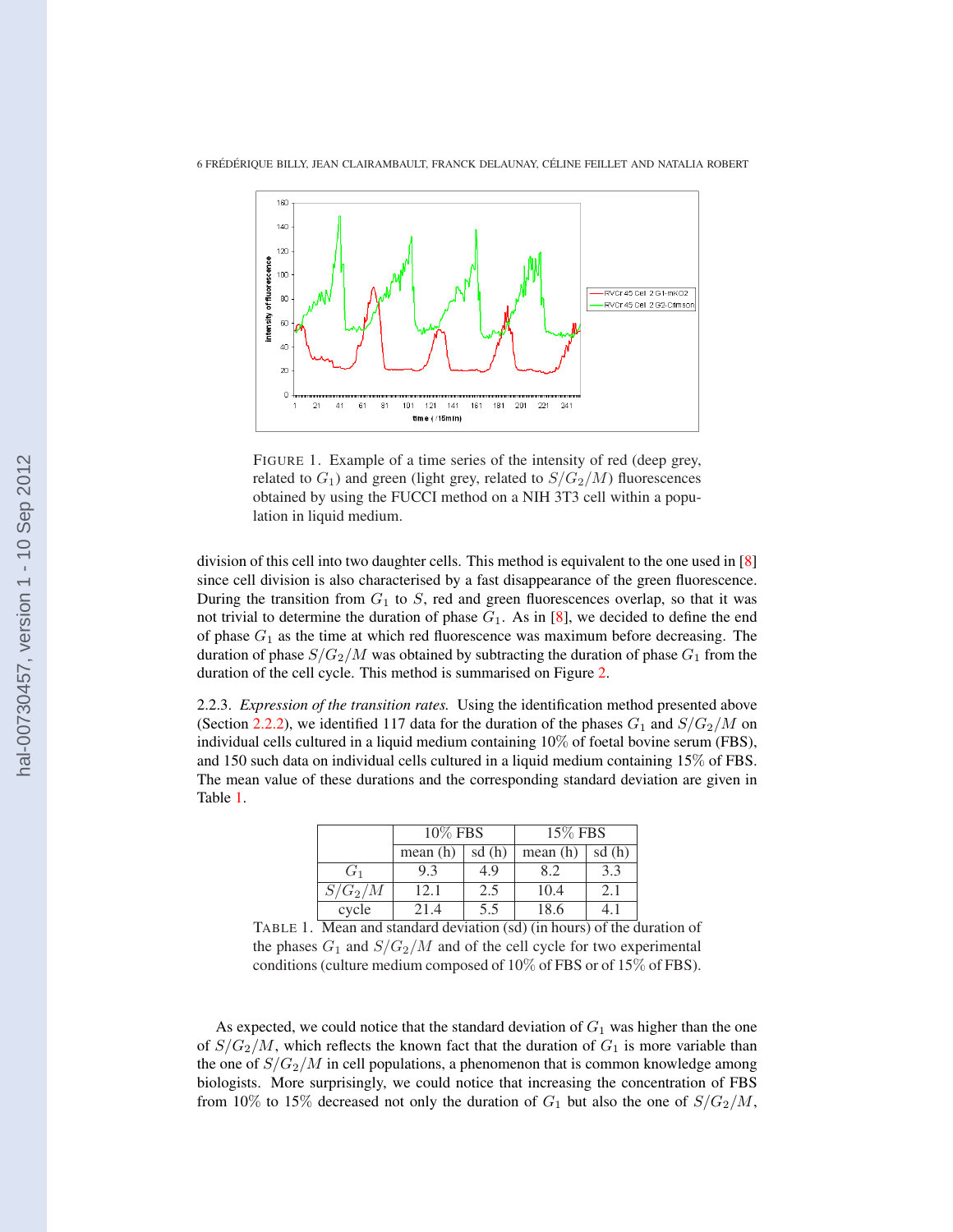FIGURE 1. Example of a time series of the intensity of red (deep grey, related to $G_1$) and green (light grey, related to $S/G_2/M$) fluorescences obtained by using the FUCCI method on a NIH 3T3 cell within a population in liquid medium.

division of this cell into two daughter cells. This method is equivalent to the one used in [8] since cell division is also characterised by a fast disappearance of the green fluorescence. During the transition from $G_1$ to $S$, red and green fluorescences overlap, so that it was not trivial to determine the duration of phase $G_1$. As in [8], we decided to define the end of phase $G_1$ as the time at which red fluorescence was maximum before decreasing. The duration of phase $S/G_2/M$ was obtained by subtracting the duration of phase $G_1$ from the duration of the cell cycle. This method is summarised on Figure 2.

2.2.3. *Expression of the transition rates.* Using the identification method presented above (Section 2.2.2), we identified 117 data for the duration of the phases $G_1$ and $S/G_2/M$ on individual cells cultured in a liquid medium containing 10% of foetal bovine serum (FBS), and 150 such data on individual cells cultured in a liquid medium containing 15% of FBS. The mean value of these durations and the corresponding standard deviation are given in Table 1.

| | 10% FBS | | 15% FBS | |
|---|---|---|---|---|
| | mean (h) | sd (h) | mean (h) | sd (h) |
| $G_1$ | 9.3 | 4.9 | 8.2 | 3.3 |
| $S/G_2/M$ | 12.1 | 2.5 | 10.4 | 2.1 |
| cycle | 21.4 | 5.5 | 18.6 | 4.1 |

TABLE 1. Mean and standard deviation (sd) (in hours) of the duration of the phases $G_1$ and $S/G_2/M$ and of the cell cycle for two experimental conditions (culture medium composed of 10% of FBS or of 15% of FBS).

As expected, we could notice that the standard deviation of $G_1$ was higher than the one of $S/G_2/M$, which reflects the known fact that the duration of $G_1$ is more variable than the one of $S/G_2/M$ in cell populations, a phenomenon that is common knowledge among biologists. More surprisingly, we could notice that increasing the concentration of FBS from 10% to 15% decreased not only the duration of $G_1$ but also the one of $S/G_2/M$,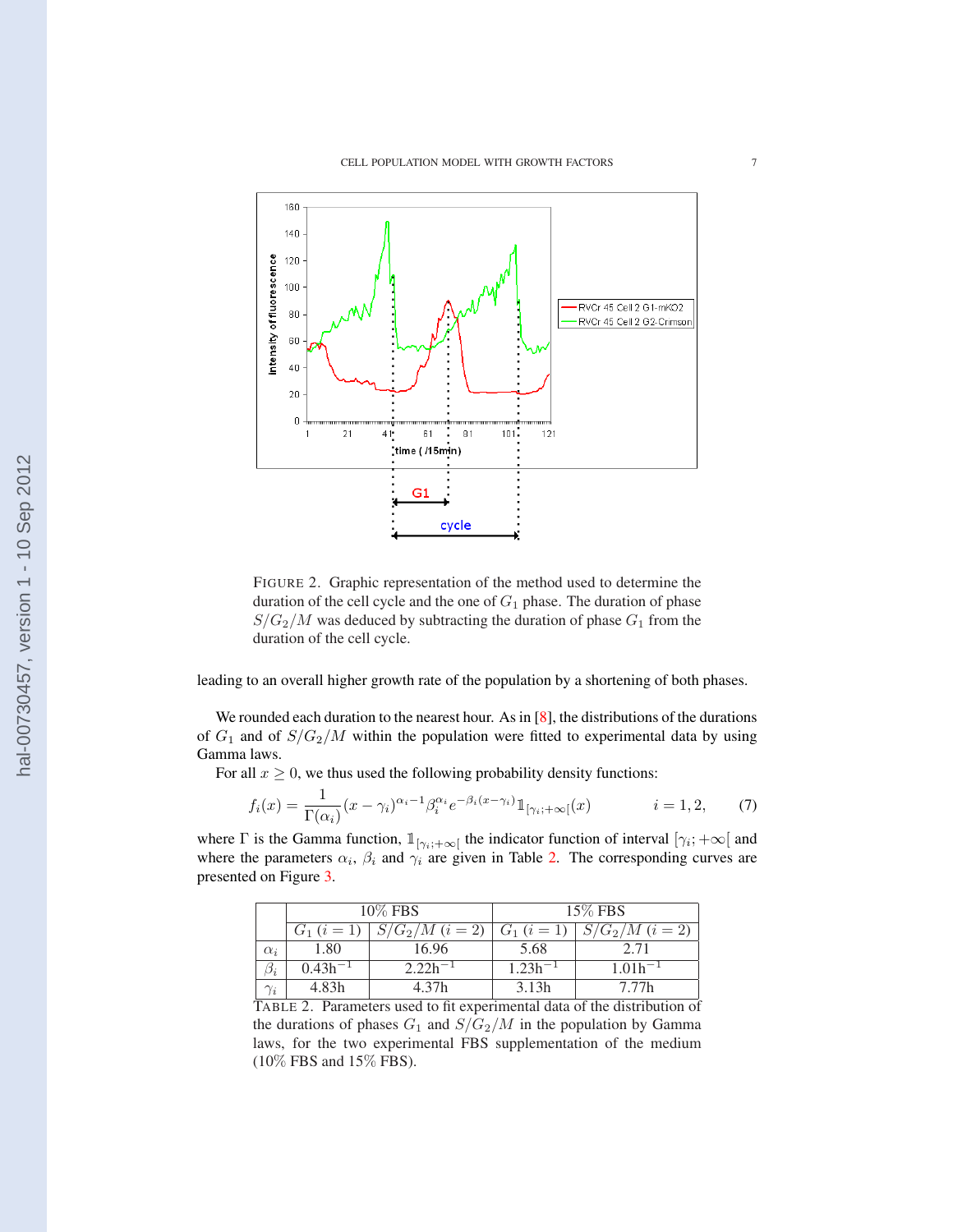FIGURE 2. Graphic representation of the method used to determine the duration of the cell cycle and the one of $G_1$ phase. The duration of phase $S/G_2/M$ was deduced by subtracting the duration of phase $G_1$ from the duration of the cell cycle.

leading to an overall higher growth rate of the population by a shortening of both phases.

We rounded each duration to the nearest hour. As in [8], the distributions of the durations of $G_1$ and of $S/G_2/M$ within the population were fitted to experimental data by using Gamma laws.

For all $x \geq 0$, we thus used the following probability density functions:

$$f_i(x) = \frac{1}{\Gamma(\alpha_i)}(x - \gamma_i)^{\alpha_i - 1}\beta_i^{\alpha_i} e^{-\beta_i(x-\gamma_i)} \mathbb{1}_{[\gamma_i;+\infty[}(x) \qquad i = 1, 2, \tag{7}$$

where $\Gamma$ is the Gamma function, $\mathbb{1}_{[\gamma_i;+\infty[}$ the indicator function of interval $[\gamma_i; +\infty[$ and where the parameters $\alpha_i$, $\beta_i$ and $\gamma_i$ are given in Table 2. The corresponding curves are presented on Figure 3.

| | 10% FBS | | 15% FBS | |
|---|---|---|---|---|
| | $G_1$ $(i = 1)$ | $S/G_2/M$ $(i = 2)$ | $G_1$ $(i = 1)$ | $S/G_2/M$ $(i = 2)$ |
| $\alpha_i$ | 1.80 | 16.96 | 5.68 | 2.71 |
| $\beta_i$ | 0.43h$^{-1}$ | 2.22h$^{-1}$ | 1.23h$^{-1}$ | 1.01h$^{-1}$ |
| $\gamma_i$ | 4.83h | 4.37h | 3.13h | 7.77h |

TABLE 2. Parameters used to fit experimental data of the distribution of the durations of phases $G_1$ and $S/G_2/M$ in the population by Gamma laws, for the two experimental FBS supplementation of the medium (10% FBS and 15% FBS).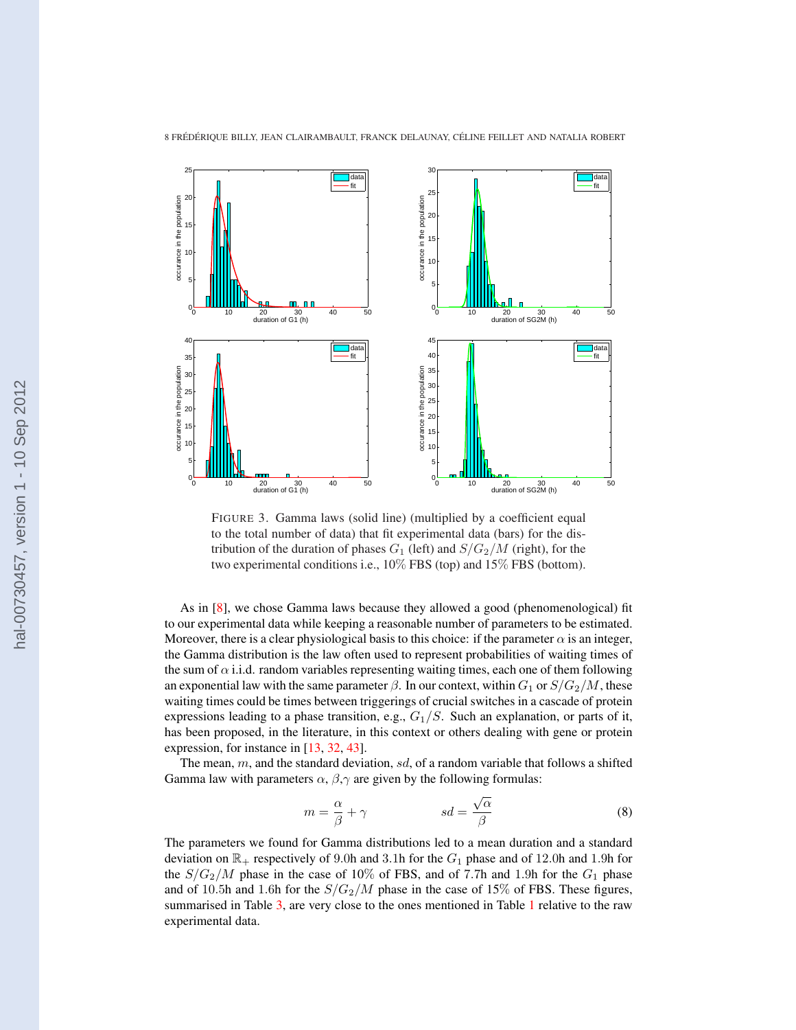FIGURE 3. Gamma laws (solid line) (multiplied by a coefficient equal to the total number of data) that fit experimental data (bars) for the distribution of the duration of phases $G_1$ (left) and $S/G_2/M$ (right), for the two experimental conditions i.e., 10% FBS (top) and 15% FBS (bottom).

As in [8], we chose Gamma laws because they allowed a good (phenomenological) fit to our experimental data while keeping a reasonable number of parameters to be estimated. Moreover, there is a clear physiological basis to this choice: if the parameter $\alpha$ is an integer, the Gamma distribution is the law often used to represent probabilities of waiting times of the sum of $\alpha$ i.i.d. random variables representing waiting times, each one of them following an exponential law with the same parameter $\beta$. In our context, within $G_1$ or $S/G_2/M$, these waiting times could be times between triggerings of crucial switches in a cascade of protein expressions leading to a phase transition, e.g., $G_1/S$. Such an explanation, or parts of it, has been proposed, in the literature, in this context or others dealing with gene or protein expression, for instance in [13, 32, 43].

The mean, $m$, and the standard deviation, $sd$, of a random variable that follows a shifted Gamma law with parameters $\alpha$, $\beta$,$\gamma$ are given by the following formulas:

$$m = \frac{\alpha}{\beta} + \gamma \qquad\qquad sd = \frac{\sqrt{\alpha}}{\beta} \tag{8}$$

The parameters we found for Gamma distributions led to a mean duration and a standard deviation on $\mathbb{R}_+$ respectively of 9.0h and 3.1h for the $G_1$ phase and of 12.0h and 1.9h for the $S/G_2/M$ phase in the case of 10% of FBS, and of 7.7h and 1.9h for the $G_1$ phase and of 10.5h and 1.6h for the $S/G_2/M$ phase in the case of 15% of FBS. These figures, summarised in Table 3, are very close to the ones mentioned in Table 1 relative to the raw experimental data.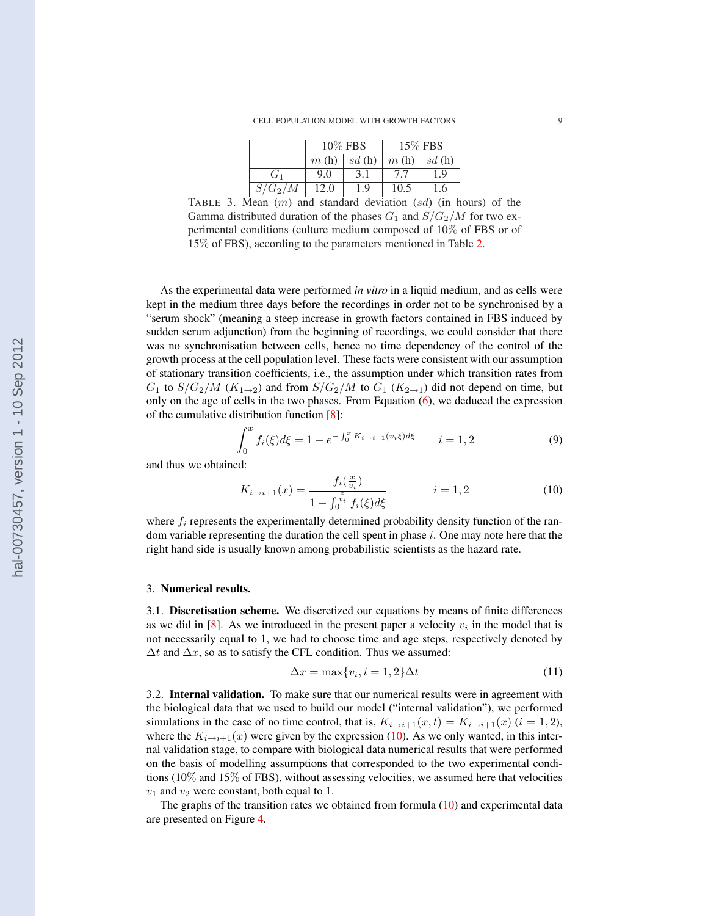| | 10% FBS | | 15% FBS | |
|---|---|---|---|---|
| | $m$ (h) | $sd$ (h) | $m$ (h) | $sd$ (h) |
| $G_1$ | 9.0 | 3.1 | 7.7 | 1.9 |
| $S/G_2/M$ | 12.0 | 1.9 | 10.5 | 1.6 |

TABLE 3. Mean ($m$) and standard deviation ($sd$) (in hours) of the Gamma distributed duration of the phases $G_1$ and $S/G_2/M$ for two experimental conditions (culture medium composed of 10% of FBS or of 15% of FBS), according to the parameters mentioned in Table 2.

As the experimental data were performed *in vitro* in a liquid medium, and as cells were kept in the medium three days before the recordings in order not to be synchronised by a "serum shock" (meaning a steep increase in growth factors contained in FBS induced by sudden serum adjunction) from the beginning of recordings, we could consider that there was no synchronisation between cells, hence no time dependency of the control of the growth process at the cell population level. These facts were consistent with our assumption of stationary transition coefficients, i.e., the assumption under which transition rates from $G_1$ to $S/G_2/M$ ($K_{1\to 2}$) and from $S/G_2/M$ to $G_1$ ($K_{2\to 1}$) did not depend on time, but only on the age of cells in the two phases. From Equation (6), we deduced the expression of the cumulative distribution function [8]:

$$\int_0^x f_i(\xi)d\xi = 1 - e^{-\int_0^x K_{i\to i+1}(v_i\xi)d\xi} \qquad i = 1, 2 \tag{9}$$

and thus we obtained:

$$K_{i\to i+1}(x) = \frac{f_i(\frac{x}{v_i})}{1 - \int_0^{\frac{x}{v_i}} f_i(\xi)d\xi} \qquad i = 1, 2 \tag{10}$$

where $f_i$ represents the experimentally determined probability density function of the random variable representing the duration the cell spent in phase $i$. One may note here that the right hand side is usually known among probabilistic scientists as the hazard rate.

## 3. **Numerical results.**

### 3.1. **Discretisation scheme.**

We discretized our equations by means of finite differences as we did in [8]. As we introduced in the present paper a velocity $v_i$ in the model that is not necessarily equal to 1, we had to choose time and age steps, respectively denoted by $\Delta t$ and $\Delta x$, so as to satisfy the CFL condition. Thus we assumed:

$$\Delta x = \max\{v_i, i = 1, 2\}\Delta t \tag{11}$$

### 3.2. **Internal validation.**

To make sure that our numerical results were in agreement with the biological data that we used to build our model ("internal validation"), we performed simulations in the case of no time control, that is, $K_{i\to i+1}(x, t) = K_{i\to i+1}(x)$ ($i = 1, 2$), where the $K_{i\to i+1}(x)$ were given by the expression (10). As we only wanted, in this internal validation stage, to compare with biological data numerical results that were performed on the basis of modelling assumptions that corresponded to the two experimental conditions (10% and 15% of FBS), without assessing velocities, we assumed here that velocities $v_1$ and $v_2$ were constant, both equal to 1.

The graphs of the transition rates we obtained from formula (10) and experimental data are presented on Figure 4.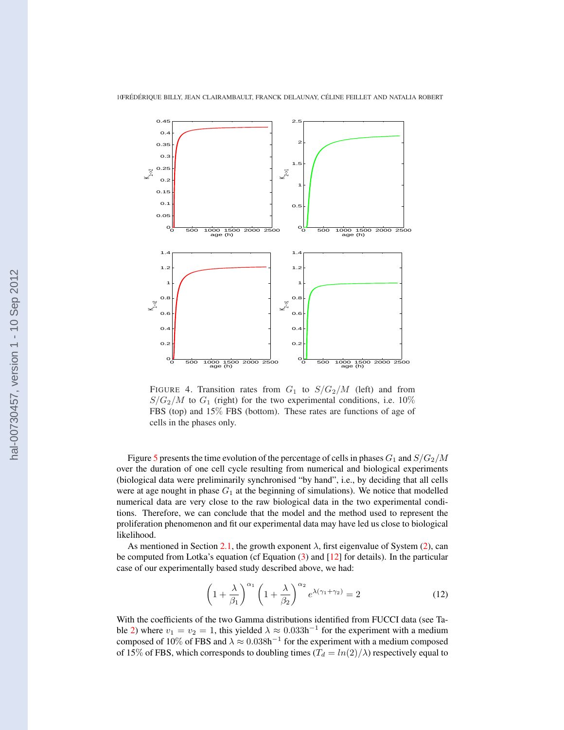FIGURE 4. Transition rates from $G_1$ to $S/G_2/M$ (left) and from $S/G_2/M$ to $G_1$ (right) for the two experimental conditions, i.e. 10% FBS (top) and 15% FBS (bottom). These rates are functions of age of cells in the phases only.

Figure 5 presents the time evolution of the percentage of cells in phases $G_1$ and $S/G_2/M$ over the duration of one cell cycle resulting from numerical and biological experiments (biological data were preliminarily synchronised "by hand", i.e., by deciding that all cells were at age nought in phase $G_1$ at the beginning of simulations). We notice that modelled numerical data are very close to the raw biological data in the two experimental conditions. Therefore, we can conclude that the model and the method used to represent the proliferation phenomenon and fit our experimental data may have led us close to biological likelihood.

As mentioned in Section 2.1, the growth exponent $\lambda$, first eigenvalue of System (2), can be computed from Lotka's equation (cf Equation (3) and [12] for details). In the particular case of our experimentally based study described above, we had:

$$\left(1+\frac{\lambda}{\beta_1}\right)^{\alpha_1}\left(1+\frac{\lambda}{\beta_2}\right)^{\alpha_2}e^{\lambda(\gamma_1+\gamma_2)}=2 \tag{12}$$

With the coefficients of the two Gamma distributions identified from FUCCI data (see Table 2) where $v_1 = v_2 = 1$, this yielded $\lambda \approx 0.033\text{h}^{-1}$ for the experiment with a medium composed of 10% of FBS and $\lambda \approx 0.038\text{h}^{-1}$ for the experiment with a medium composed of 15% of FBS, which corresponds to doubling times ($T_d = ln(2)/\lambda$) respectively equal to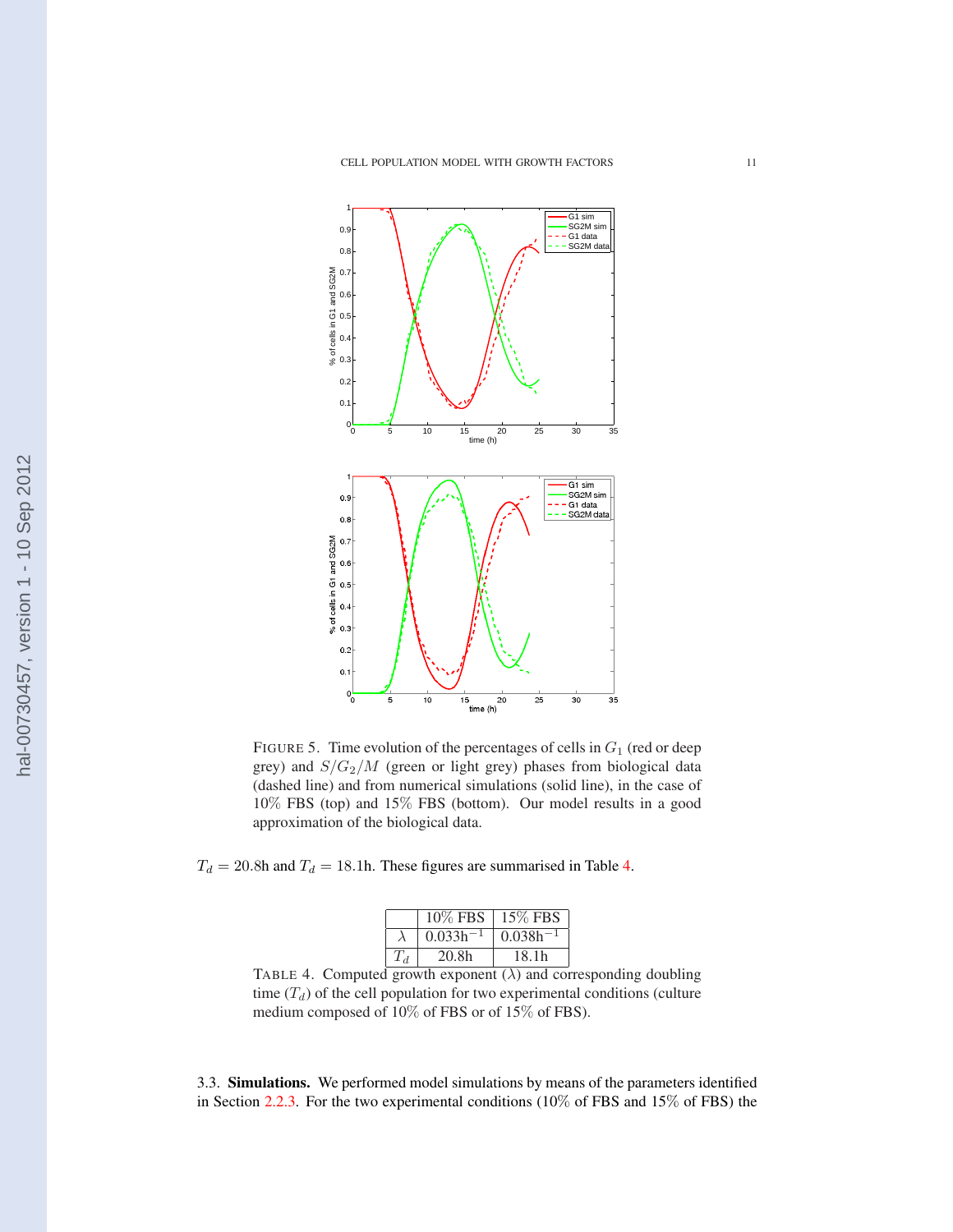FIGURE 5. Time evolution of the percentages of cells in $G_1$ (red or deep grey) and $S/G_2/M$ (green or light grey) phases from biological data (dashed line) and from numerical simulations (solid line), in the case of 10% FBS (top) and 15% FBS (bottom). Our model results in a good approximation of the biological data.

$T_d = 20.8$h and $T_d = 18.1$h. These figures are summarised in Table 4.

| | 10% FBS | 15% FBS |
|---|---|---|
| $\lambda$ | $0.033\text{h}^{-1}$ | $0.038\text{h}^{-1}$ |
| $T_d$ | 20.8h | 18.1h |

TABLE 4. Computed growth exponent ($\lambda$) and corresponding doubling time ($T_d$) of the cell population for two experimental conditions (culture medium composed of 10% of FBS or of 15% of FBS).

3.3. **Simulations.** We performed model simulations by means of the parameters identified in Section 2.2.3. For the two experimental conditions (10% of FBS and 15% of FBS) the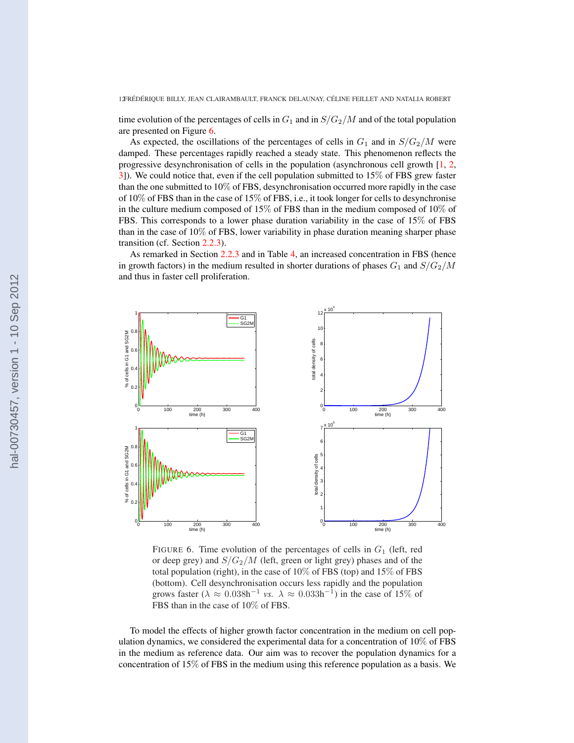time evolution of the percentages of cells in $G_1$ and in $S/G_2/M$ and of the total population are presented on Figure 6.

As expected, the oscillations of the percentages of cells in $G_1$ and in $S/G_2/M$ were damped. These percentages rapidly reached a steady state. This phenomenon reflects the progressive desynchronisation of cells in the population (asynchronous cell growth [1, 2, 3]). We could notice that, even if the cell population submitted to 15% of FBS grew faster than the one submitted to 10% of FBS, desynchronisation occurred more rapidly in the case of 10% of FBS than in the case of 15% of FBS, i.e., it took longer for cells to desynchronise in the culture medium composed of 15% of FBS than in the medium composed of 10% of FBS. This corresponds to a lower phase duration variability in the case of 15% of FBS than in the case of 10% of FBS, lower variability in phase duration meaning sharper phase transition (cf. Section 2.2.3).

As remarked in Section 2.2.3 and in Table 4, an increased concentration in FBS (hence in growth factors) in the medium resulted in shorter durations of phases $G_1$ and $S/G_2/M$ and thus in faster cell proliferation.

FIGURE 6. Time evolution of the percentages of cells in $G_1$ (left, red or deep grey) and $S/G_2/M$ (left, green or light grey) phases and of the total population (right), in the case of 10% of FBS (top) and 15% of FBS (bottom). Cell desynchronisation occurs less rapidly and the population grows faster ($\lambda \approx 0.038\text{h}^{-1}$ *vs.* $\lambda \approx 0.033\text{h}^{-1}$) in the case of 15% of FBS than in the case of 10% of FBS.

To model the effects of higher growth factor concentration in the medium on cell population dynamics, we considered the experimental data for a concentration of 10% of FBS in the medium as reference data. Our aim was to recover the population dynamics for a concentration of 15% of FBS in the medium using this reference population as a basis. We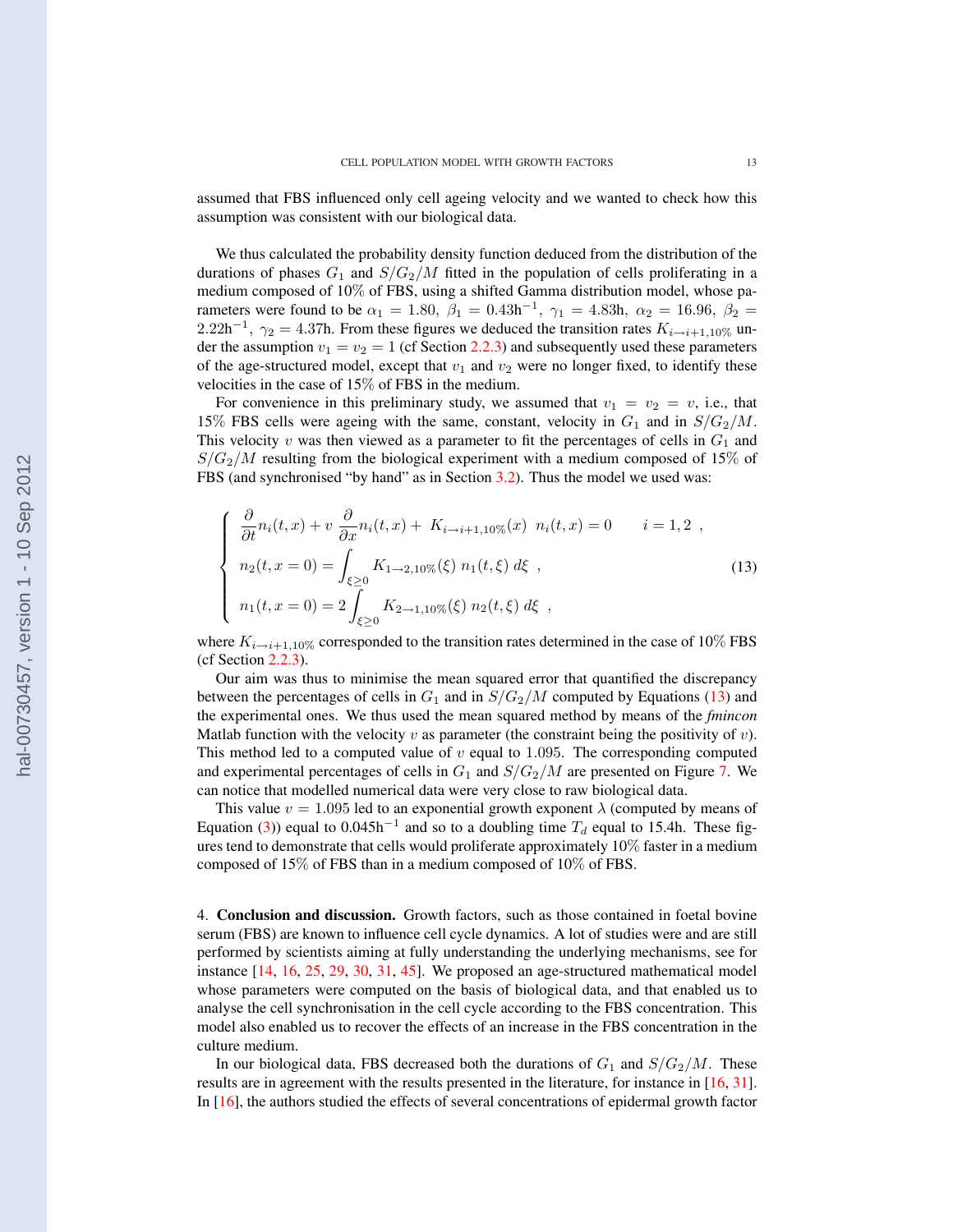assumed that FBS influenced only cell ageing velocity and we wanted to check how this assumption was consistent with our biological data.

We thus calculated the probability density function deduced from the distribution of the durations of phases $G_1$ and $S/G_2/M$ fitted in the population of cells proliferating in a medium composed of 10% of FBS, using a shifted Gamma distribution model, whose parameters were found to be $\alpha_1 = 1.80$, $\beta_1 = 0.43\text{h}^{-1}$, $\gamma_1 = 4.83\text{h}$, $\alpha_2 = 16.96$, $\beta_2 = 2.22\text{h}^{-1}$, $\gamma_2 = 4.37\text{h}$. From these figures we deduced the transition rates $K_{i \to i+1, 10\%}$ under the assumption $v_1 = v_2 = 1$ (cf Section 2.2.3) and subsequently used these parameters of the age-structured model, except that $v_1$ and $v_2$ were no longer fixed, to identify these velocities in the case of 15% of FBS in the medium.

For convenience in this preliminary study, we assumed that $v_1 = v_2 = v$, i.e., that 15% FBS cells were ageing with the same, constant, velocity in $G_1$ and in $S/G_2/M$. This velocity $v$ was then viewed as a parameter to fit the percentages of cells in $G_1$ and $S/G_2/M$ resulting from the biological experiment with a medium composed of 15% of FBS (and synchronised "by hand" as in Section 3.2). Thus the model we used was:

$$
\left\{
\begin{array}{l}
\dfrac{\partial}{\partial t} n_i(t,x) + v \, \dfrac{\partial}{\partial x} n_i(t,x) + K_{i \to i+1, 10\%}(x) \;\; n_i(t,x) = 0 \qquad i = 1, 2 \;, \\[2mm]
n_2(t, x=0) = \displaystyle\int_{\xi \geq 0} K_{1 \to 2, 10\%}(\xi) \; n_1(t,\xi) \; d\xi \;, \\[2mm]
n_1(t, x=0) = 2 \displaystyle\int_{\xi \geq 0} K_{2 \to 1, 10\%}(\xi) \; n_2(t,\xi) \; d\xi \;,
\end{array}
\right.
\tag{13}
$$

where $K_{i \to i+1, 10\%}$ corresponded to the transition rates determined in the case of 10% FBS (cf Section 2.2.3).

Our aim was thus to minimise the mean squared error that quantified the discrepancy between the percentages of cells in $G_1$ and in $S/G_2/M$ computed by Equations (13) and the experimental ones. We thus used the mean squared method by means of the *fmincon* Matlab function with the velocity $v$ as parameter (the constraint being the positivity of $v$). This method led to a computed value of $v$ equal to 1.095. The corresponding computed and experimental percentages of cells in $G_1$ and $S/G_2/M$ are presented on Figure 7. We can notice that modelled numerical data were very close to raw biological data.

This value $v = 1.095$ led to an exponential growth exponent $\lambda$ (computed by means of Equation (3)) equal to $0.045\text{h}^{-1}$ and so to a doubling time $T_d$ equal to 15.4h. These figures tend to demonstrate that cells would proliferate approximately 10% faster in a medium composed of 15% of FBS than in a medium composed of 10% of FBS.

4. **Conclusion and discussion.** Growth factors, such as those contained in foetal bovine serum (FBS) are known to influence cell cycle dynamics. A lot of studies were and are still performed by scientists aiming at fully understanding the underlying mechanisms, see for instance [14, 16, 25, 29, 30, 31, 45]. We proposed an age-structured mathematical model whose parameters were computed on the basis of biological data, and that enabled us to analyse the cell synchronisation in the cell cycle according to the FBS concentration. This model also enabled us to recover the effects of an increase in the FBS concentration in the culture medium.

In our biological data, FBS decreased both the durations of $G_1$ and $S/G_2/M$. These results are in agreement with the results presented in the literature, for instance in [16, 31]. In [16], the authors studied the effects of several concentrations of epidermal growth factor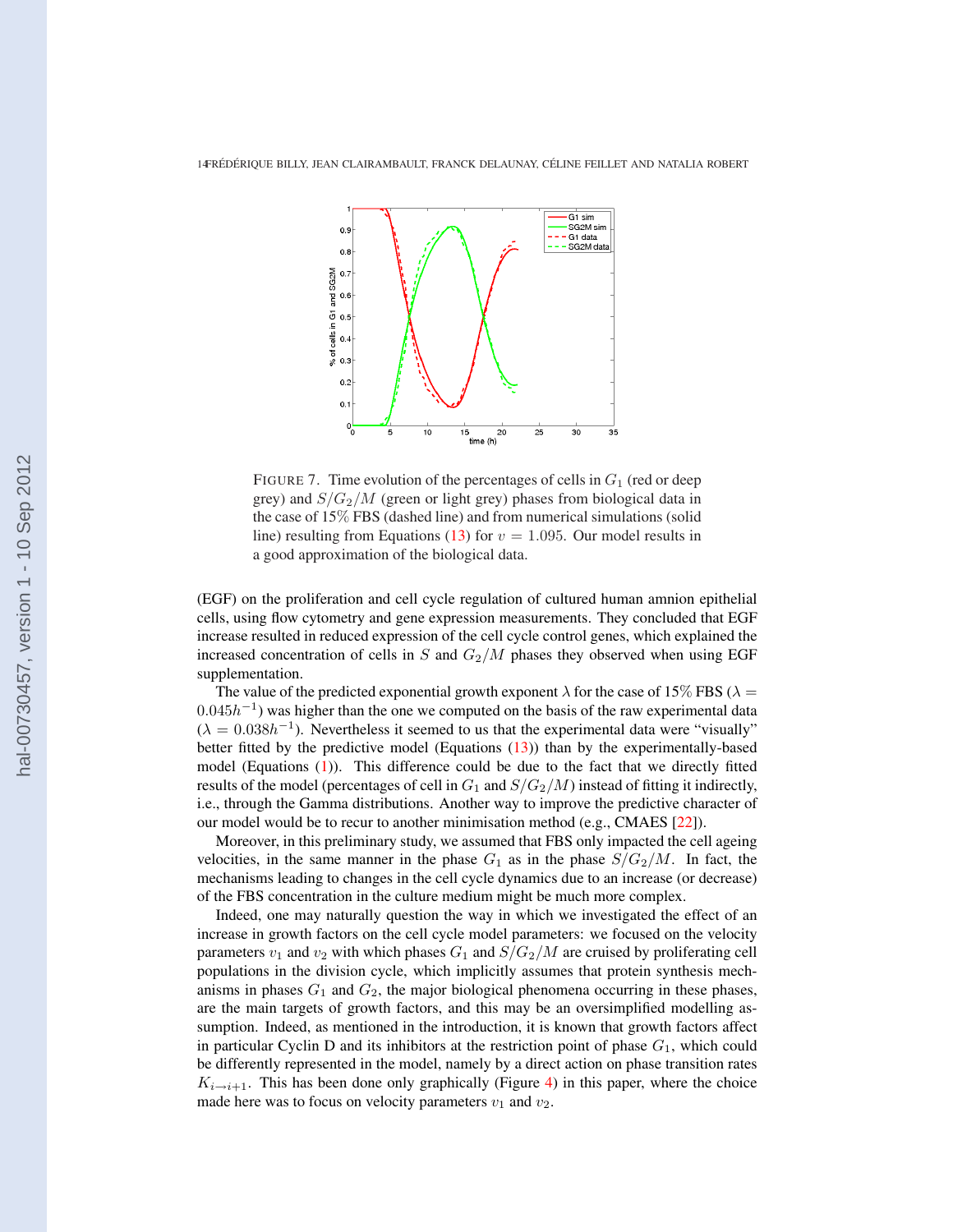FIGURE 7. Time evolution of the percentages of cells in $G_1$ (red or deep grey) and $S/G_2/M$ (green or light grey) phases from biological data in the case of 15% FBS (dashed line) and from numerical simulations (solid line) resulting from Equations (13) for $v = 1.095$. Our model results in a good approximation of the biological data.

(EGF) on the proliferation and cell cycle regulation of cultured human amnion epithelial cells, using flow cytometry and gene expression measurements. They concluded that EGF increase resulted in reduced expression of the cell cycle control genes, which explained the increased concentration of cells in $S$ and $G_2/M$ phases they observed when using EGF supplementation.

The value of the predicted exponential growth exponent $\lambda$ for the case of 15% FBS ($\lambda = 0.045h^{-1}$) was higher than the one we computed on the basis of the raw experimental data ($\lambda = 0.038h^{-1}$). Nevertheless it seemed to us that the experimental data were "visually" better fitted by the predictive model (Equations (13)) than by the experimentally-based model (Equations (1)). This difference could be due to the fact that we directly fitted results of the model (percentages of cell in $G_1$ and $S/G_2/M$) instead of fitting it indirectly, i.e., through the Gamma distributions. Another way to improve the predictive character of our model would be to recur to another minimisation method (e.g., CMAES [22]).

Moreover, in this preliminary study, we assumed that FBS only impacted the cell ageing velocities, in the same manner in the phase $G_1$ as in the phase $S/G_2/M$. In fact, the mechanisms leading to changes in the cell cycle dynamics due to an increase (or decrease) of the FBS concentration in the culture medium might be much more complex.

Indeed, one may naturally question the way in which we investigated the effect of an increase in growth factors on the cell cycle model parameters: we focused on the velocity parameters $v_1$ and $v_2$ with which phases $G_1$ and $S/G_2/M$ are cruised by proliferating cell populations in the division cycle, which implicitly assumes that protein synthesis mechanisms in phases $G_1$ and $G_2$, the major biological phenomena occurring in these phases, are the main targets of growth factors, and this may be an oversimplified modelling assumption. Indeed, as mentioned in the introduction, it is known that growth factors affect in particular Cyclin D and its inhibitors at the restriction point of phase $G_1$, which could be differently represented in the model, namely by a direct action on phase transition rates $K_{i \to i+1}$. This has been done only graphically (Figure 4) in this paper, where the choice made here was to focus on velocity parameters $v_1$ and $v_2$.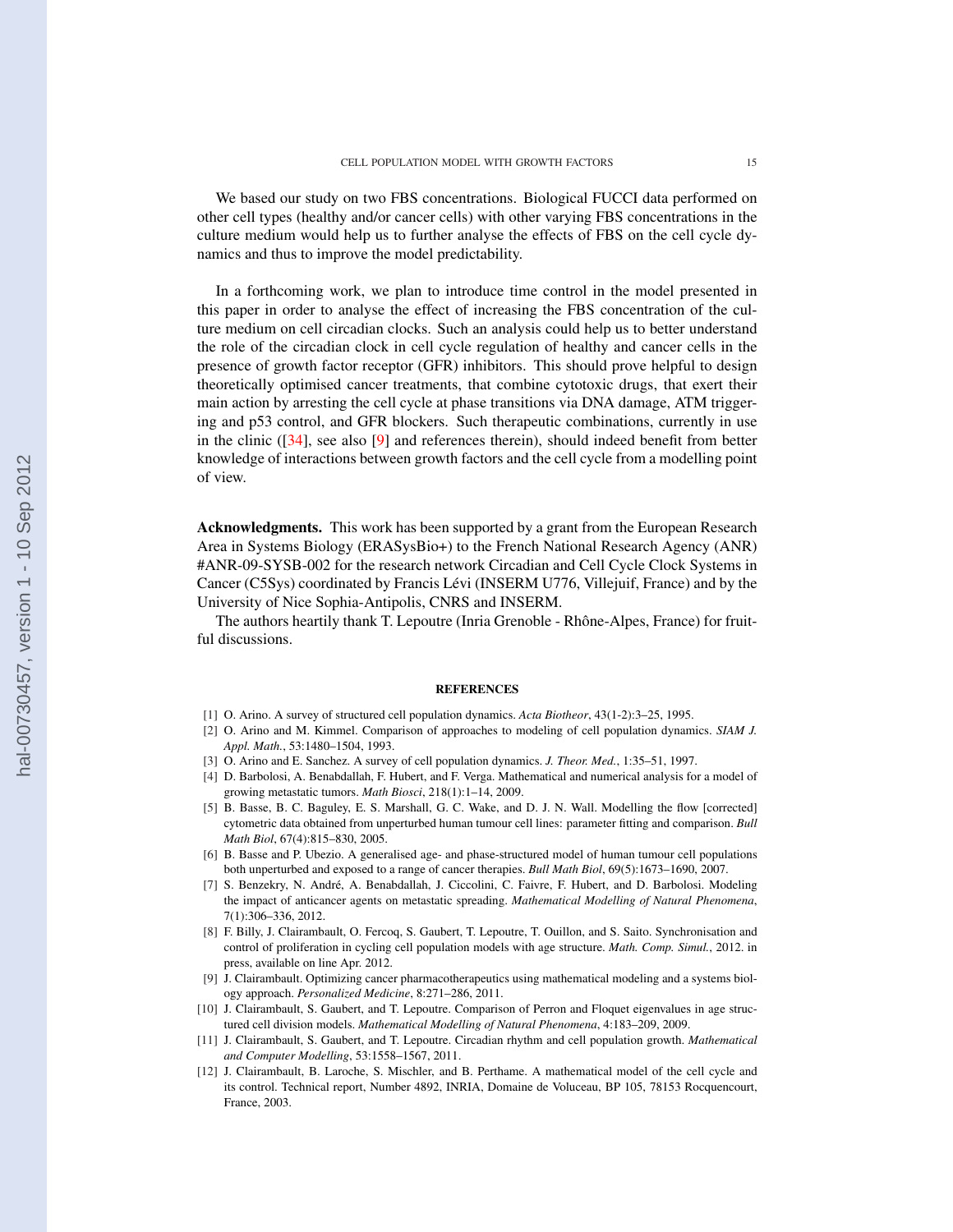We based our study on two FBS concentrations. Biological FUCCI data performed on other cell types (healthy and/or cancer cells) with other varying FBS concentrations in the culture medium would help us to further analyse the effects of FBS on the cell cycle dynamics and thus to improve the model predictability.

In a forthcoming work, we plan to introduce time control in the model presented in this paper in order to analyse the effect of increasing the FBS concentration of the culture medium on cell circadian clocks. Such an analysis could help us to better understand the role of the circadian clock in cell cycle regulation of healthy and cancer cells in the presence of growth factor receptor (GFR) inhibitors. This should prove helpful to design theoretically optimised cancer treatments, that combine cytotoxic drugs, that exert their main action by arresting the cell cycle at phase transitions via DNA damage, ATM triggering and p53 control, and GFR blockers. Such therapeutic combinations, currently in use in the clinic ([34], see also [9] and references therein), should indeed benefit from better knowledge of interactions between growth factors and the cell cycle from a modelling point of view.

**Acknowledgments.** This work has been supported by a grant from the European Research Area in Systems Biology (ERASysBio+) to the French National Research Agency (ANR) #ANR-09-SYSB-002 for the research network Circadian and Cell Cycle Clock Systems in Cancer (C5Sys) coordinated by Francis Lévi (INSERM U776, Villejuif, France) and by the University of Nice Sophia-Antipolis, CNRS and INSERM.

The authors heartily thank T. Lepoutre (Inria Grenoble - Rhône-Alpes, France) for fruitful discussions.

## REFERENCES

[1] O. Arino. A survey of structured cell population dynamics. *Acta Biotheor*, 43(1-2):3–25, 1995.

[2] O. Arino and M. Kimmel. Comparison of approaches to modeling of cell population dynamics. *SIAM J. Appl. Math.*, 53:1480–1504, 1993.

[3] O. Arino and E. Sanchez. A survey of cell population dynamics. *J. Theor. Med.*, 1:35–51, 1997.

[4] D. Barbolosi, A. Benabdallah, F. Hubert, and F. Verga. Mathematical and numerical analysis for a model of growing metastatic tumors. *Math Biosci*, 218(1):1–14, 2009.

[5] B. Basse, B. C. Baguley, E. S. Marshall, G. C. Wake, and D. J. N. Wall. Modelling the flow [corrected] cytometric data obtained from unperturbed human tumour cell lines: parameter fitting and comparison. *Bull Math Biol*, 67(4):815–830, 2005.

[6] B. Basse and P. Ubezio. A generalised age- and phase-structured model of human tumour cell populations both unperturbed and exposed to a range of cancer therapies. *Bull Math Biol*, 69(5):1673–1690, 2007.

[7] S. Benzekry, N. André, A. Benabdallah, J. Ciccolini, C. Faivre, F. Hubert, and D. Barbolosi. Modeling the impact of anticancer agents on metastatic spreading. *Mathematical Modelling of Natural Phenomena*, 7(1):306–336, 2012.

[8] F. Billy, J. Clairambault, O. Fercoq, S. Gaubert, T. Lepoutre, T. Ouillon, and S. Saito. Synchronisation and control of proliferation in cycling cell population models with age structure. *Math. Comp. Simul.*, 2012. in press, available on line Apr. 2012.

[9] J. Clairambault. Optimizing cancer pharmacotherapeutics using mathematical modeling and a systems biology approach. *Personalized Medicine*, 8:271–286, 2011.

[10] J. Clairambault, S. Gaubert, and T. Lepoutre. Comparison of Perron and Floquet eigenvalues in age structured cell division models. *Mathematical Modelling of Natural Phenomena*, 4:183–209, 2009.

[11] J. Clairambault, S. Gaubert, and T. Lepoutre. Circadian rhythm and cell population growth. *Mathematical and Computer Modelling*, 53:1558–1567, 2011.

[12] J. Clairambault, B. Laroche, S. Mischler, and B. Perthame. A mathematical model of the cell cycle and its control. Technical report, Number 4892, INRIA, Domaine de Voluceau, BP 105, 78153 Rocquencourt, France, 2003.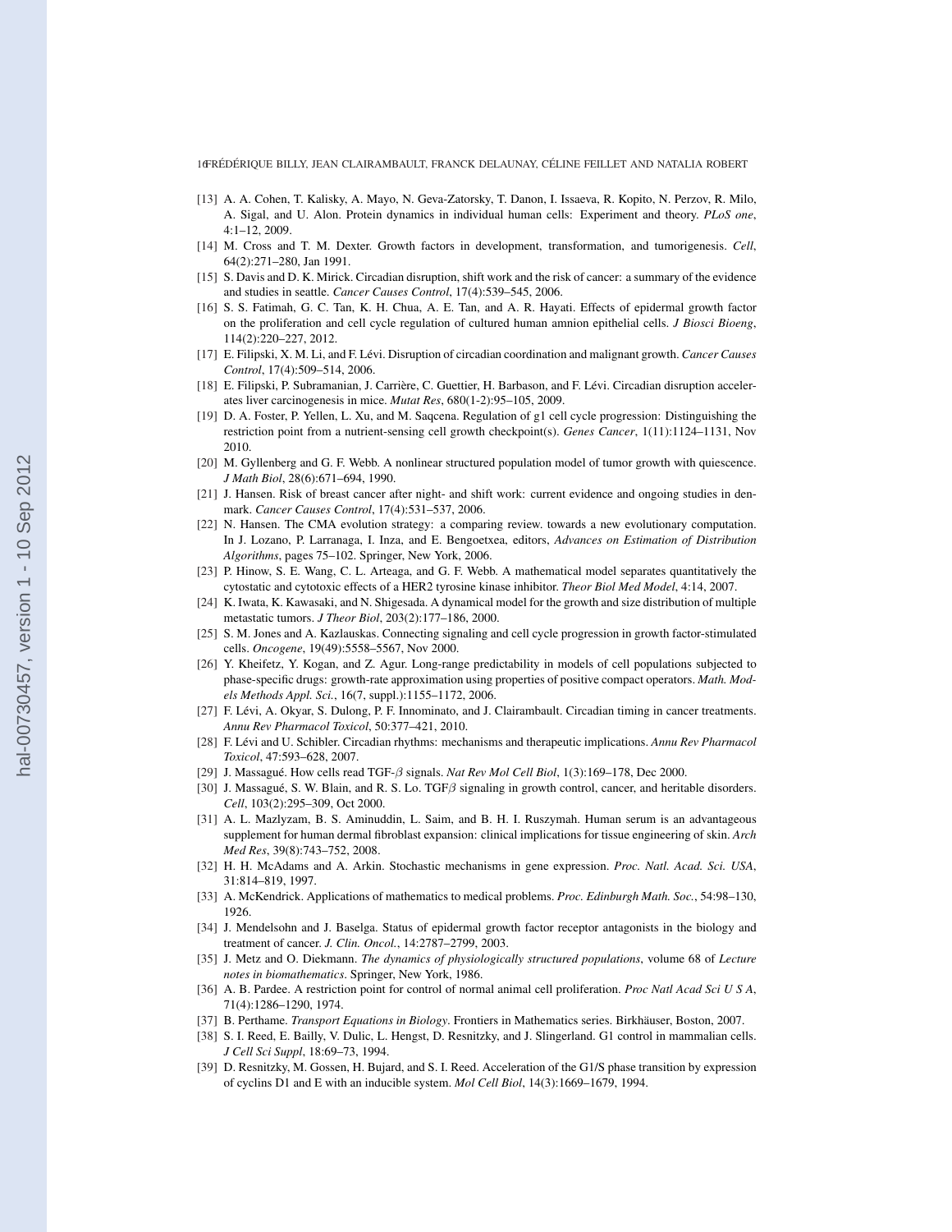[13] A. A. Cohen, T. Kalisky, A. Mayo, N. Geva-Zatorsky, T. Danon, I. Issaeva, R. Kopito, N. Perzov, R. Milo, A. Sigal, and U. Alon. Protein dynamics in individual human cells: Experiment and theory. *PLoS one*, 4:1–12, 2009.

[14] M. Cross and T. M. Dexter. Growth factors in development, transformation, and tumorigenesis. *Cell*, 64(2):271–280, Jan 1991.

[15] S. Davis and D. K. Mirick. Circadian disruption, shift work and the risk of cancer: a summary of the evidence and studies in seattle. *Cancer Causes Control*, 17(4):539–545, 2006.

[16] S. S. Fatimah, G. C. Tan, K. H. Chua, A. E. Tan, and A. R. Hayati. Effects of epidermal growth factor on the proliferation and cell cycle regulation of cultured human amnion epithelial cells. *J Biosci Bioeng*, 114(2):220–227, 2012.

[17] E. Filipski, X. M. Li, and F. Lévi. Disruption of circadian coordination and malignant growth. *Cancer Causes Control*, 17(4):509–514, 2006.

[18] E. Filipski, P. Subramanian, J. Carrière, C. Guettier, H. Barbason, and F. Lévi. Circadian disruption accelerates liver carcinogenesis in mice. *Mutat Res*, 680(1-2):95–105, 2009.

[19] D. A. Foster, P. Yellen, L. Xu, and M. Saqcena. Regulation of g1 cell cycle progression: Distinguishing the restriction point from a nutrient-sensing cell growth checkpoint(s). *Genes Cancer*, 1(11):1124–1131, Nov 2010.

[20] M. Gyllenberg and G. F. Webb. A nonlinear structured population model of tumor growth with quiescence. *J Math Biol*, 28(6):671–694, 1990.

[21] J. Hansen. Risk of breast cancer after night- and shift work: current evidence and ongoing studies in denmark. *Cancer Causes Control*, 17(4):531–537, 2006.

[22] N. Hansen. The CMA evolution strategy: a comparing review. towards a new evolutionary computation. In J. Lozano, P. Larranaga, I. Inza, and E. Bengoetxea, editors, *Advances on Estimation of Distribution Algorithms*, pages 75–102. Springer, New York, 2006.

[23] P. Hinow, S. E. Wang, C. L. Arteaga, and G. F. Webb. A mathematical model separates quantitatively the cytostatic and cytotoxic effects of a HER2 tyrosine kinase inhibitor. *Theor Biol Med Model*, 4:14, 2007.

[24] K. Iwata, K. Kawasaki, and N. Shigesada. A dynamical model for the growth and size distribution of multiple metastatic tumors. *J Theor Biol*, 203(2):177–186, 2000.

[25] S. M. Jones and A. Kazlauskas. Connecting signaling and cell cycle progression in growth factor-stimulated cells. *Oncogene*, 19(49):5558–5567, Nov 2000.

[26] Y. Kheifetz, Y. Kogan, and Z. Agur. Long-range predictability in models of cell populations subjected to phase-specific drugs: growth-rate approximation using properties of positive compact operators. *Math. Models Methods Appl. Sci.*, 16(7, suppl.):1155–1172, 2006.

[27] F. Lévi, A. Okyar, S. Dulong, P. F. Innominato, and J. Clairambault. Circadian timing in cancer treatments. *Annu Rev Pharmacol Toxicol*, 50:377–421, 2010.

[28] F. Lévi and U. Schibler. Circadian rhythms: mechanisms and therapeutic implications. *Annu Rev Pharmacol Toxicol*, 47:593–628, 2007.

[29] J. Massagué. How cells read TGF-$\beta$ signals. *Nat Rev Mol Cell Biol*, 1(3):169–178, Dec 2000.

[30] J. Massagué, S. W. Blain, and R. S. Lo. TGF$\beta$ signaling in growth control, cancer, and heritable disorders. *Cell*, 103(2):295–309, Oct 2000.

[31] A. L. Mazlyzam, B. S. Aminuddin, L. Saim, and B. H. I. Ruszymah. Human serum is an advantageous supplement for human dermal fibroblast expansion: clinical implications for tissue engineering of skin. *Arch Med Res*, 39(8):743–752, 2008.

[32] H. H. McAdams and A. Arkin. Stochastic mechanisms in gene expression. *Proc. Natl. Acad. Sci. USA*, 31:814–819, 1997.

[33] A. McKendrick. Applications of mathematics to medical problems. *Proc. Edinburgh Math. Soc.*, 54:98–130, 1926.

[34] J. Mendelsohn and J. Baselga. Status of epidermal growth factor receptor antagonists in the biology and treatment of cancer. *J. Clin. Oncol.*, 14:2787–2799, 2003.

[35] J. Metz and O. Diekmann. *The dynamics of physiologically structured populations*, volume 68 of *Lecture notes in biomathematics*. Springer, New York, 1986.

[36] A. B. Pardee. A restriction point for control of normal animal cell proliferation. *Proc Natl Acad Sci U S A*, 71(4):1286–1290, 1974.

[37] B. Perthame. *Transport Equations in Biology*. Frontiers in Mathematics series. Birkhäuser, Boston, 2007.

[38] S. I. Reed, E. Bailly, V. Dulic, L. Hengst, D. Resnitzky, and J. Slingerland. G1 control in mammalian cells. *J Cell Sci Suppl*, 18:69–73, 1994.

[39] D. Resnitzky, M. Gossen, H. Bujard, and S. I. Reed. Acceleration of the G1/S phase transition by expression of cyclins D1 and E with an inducible system. *Mol Cell Biol*, 14(3):1669–1679, 1994.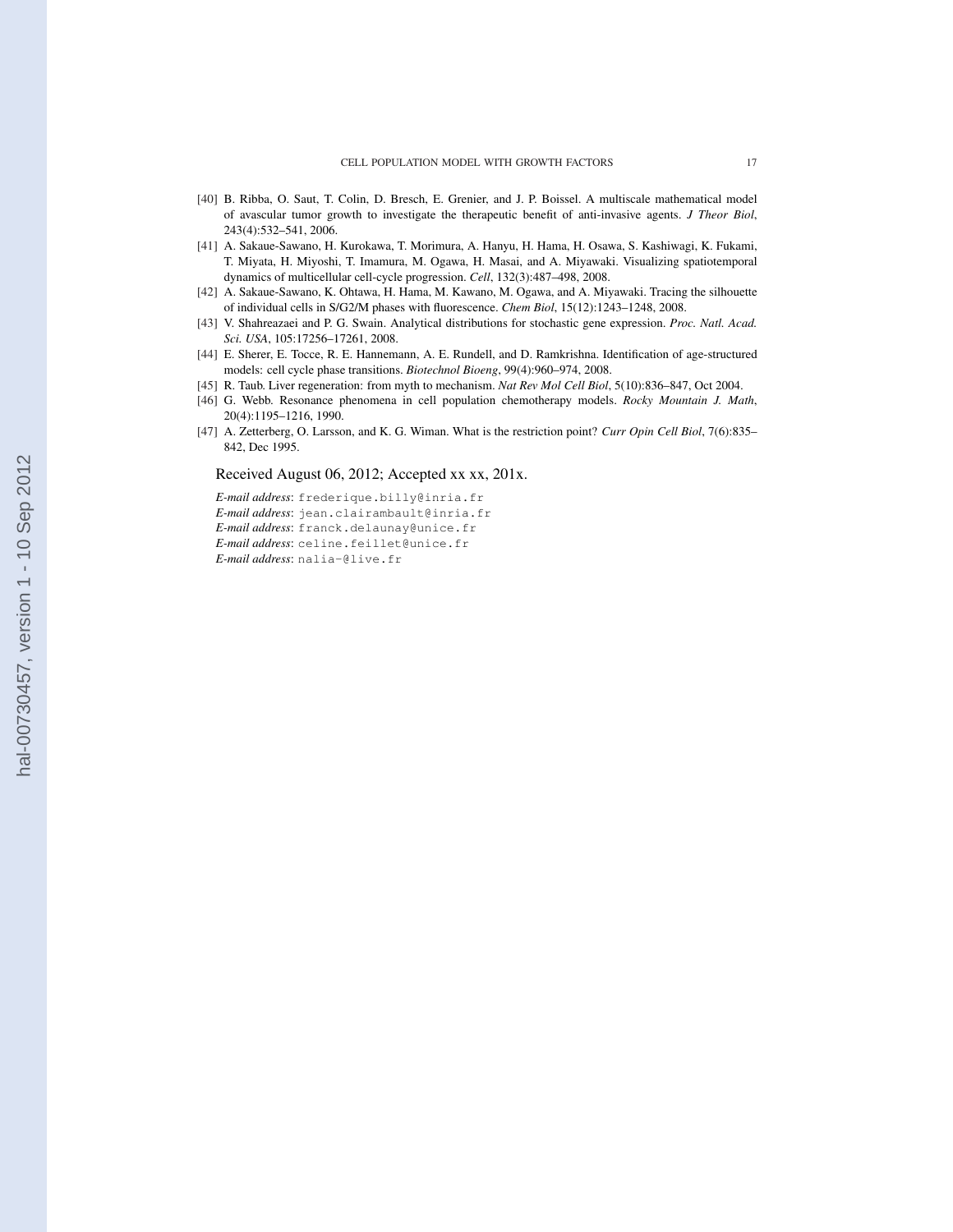[40] B. Ribba, O. Saut, T. Colin, D. Bresch, E. Grenier, and J. P. Boissel. A multiscale mathematical model of avascular tumor growth to investigate the therapeutic benefit of anti-invasive agents. *J Theor Biol*, 243(4):532–541, 2006.

[41] A. Sakaue-Sawano, H. Kurokawa, T. Morimura, A. Hanyu, H. Hama, H. Osawa, S. Kashiwagi, K. Fukami, T. Miyata, H. Miyoshi, T. Imamura, M. Ogawa, H. Masai, and A. Miyawaki. Visualizing spatiotemporal dynamics of multicellular cell-cycle progression. *Cell*, 132(3):487–498, 2008.

[42] A. Sakaue-Sawano, K. Ohtawa, H. Hama, M. Kawano, M. Ogawa, and A. Miyawaki. Tracing the silhouette of individual cells in S/G2/M phases with fluorescence. *Chem Biol*, 15(12):1243–1248, 2008.

[43] V. Shahreazaei and P. G. Swain. Analytical distributions for stochastic gene expression. *Proc. Natl. Acad. Sci. USA*, 105:17256–17261, 2008.

[44] E. Sherer, E. Tocce, R. E. Hannemann, A. E. Rundell, and D. Ramkrishna. Identification of age-structured models: cell cycle phase transitions. *Biotechnol Bioeng*, 99(4):960–974, 2008.

[45] R. Taub. Liver regeneration: from myth to mechanism. *Nat Rev Mol Cell Biol*, 5(10):836–847, Oct 2004.

[46] G. Webb. Resonance phenomena in cell population chemotherapy models. *Rocky Mountain J. Math*, 20(4):1195–1216, 1990.

[47] A. Zetterberg, O. Larsson, and K. G. Wiman. What is the restriction point? *Curr Opin Cell Biol*, 7(6):835–842, Dec 1995.

Received August 06, 2012; Accepted xx xx, 201x.

*E-mail address*: frederique.billy@inria.fr
*E-mail address*: jean.clairambault@inria.fr
*E-mail address*: franck.delaunay@unice.fr
*E-mail address*: celine.feillet@unice.fr
*E-mail address*: nalia-@live.fr